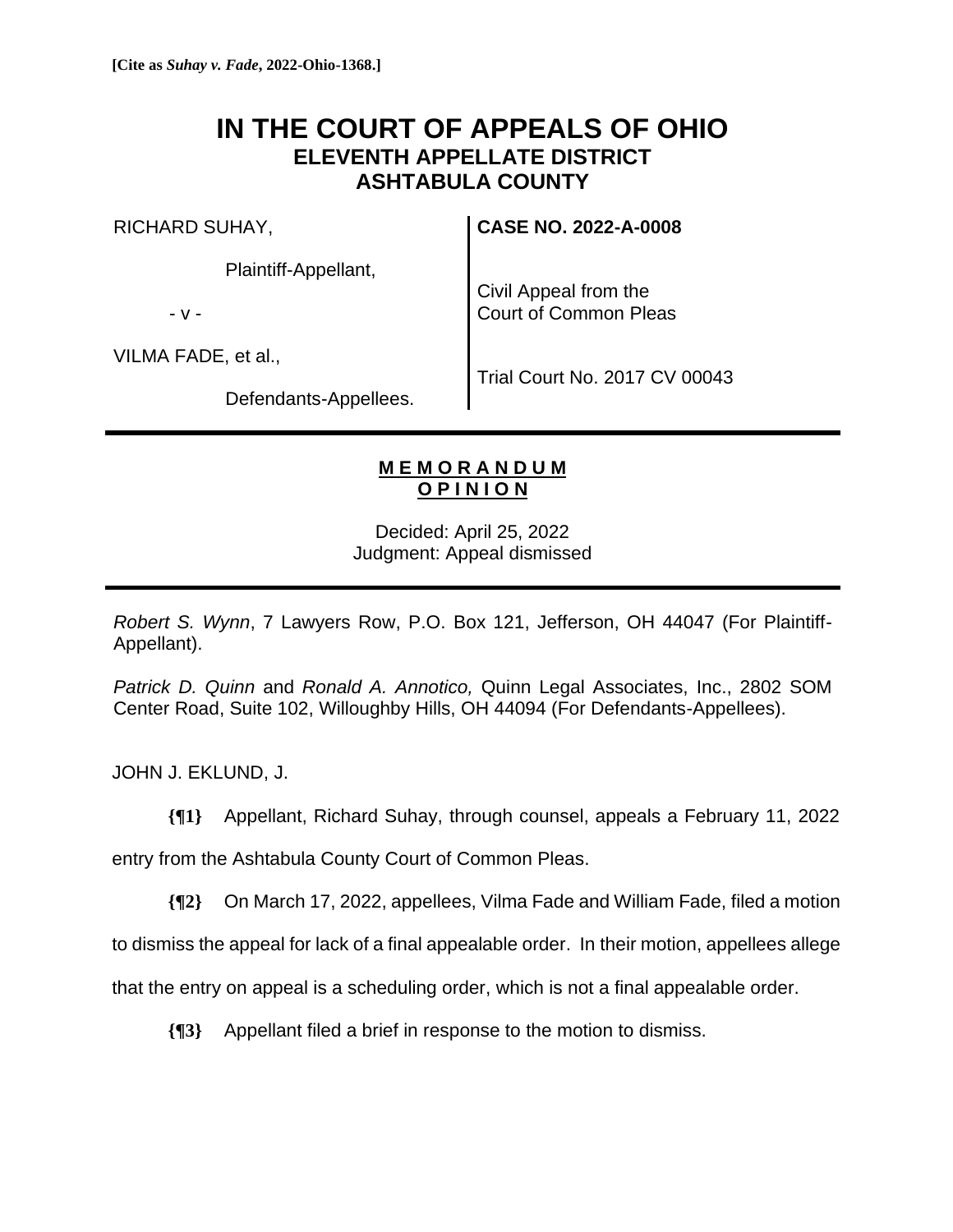**[Cite as *Suhay v. Fade*, 2022-Ohio-1368.]**

# IN THE COURT OF APPEALS OF OHIO
## ELEVENTH APPELLATE DISTRICT
## ASHTABULA COUNTY

| | |
|---|---|
| RICHARD SUHAY,<br><br>Plaintiff-Appellant,<br><br>- v -<br><br>VILMA FADE, et al.,<br><br>Defendants-Appellees. | **CASE NO. 2022-A-0008**<br><br>Civil Appeal from the Court of Common Pleas<br><br>Trial Court No. 2017 CV 00043 |

---

**M E M O R A N D U M**
**O P I N I O N**

Decided: April 25, 2022
Judgment: Appeal dismissed

---

*Robert S. Wynn*, 7 Lawyers Row, P.O. Box 121, Jefferson, OH 44047 (For Plaintiff-Appellant).

*Patrick D. Quinn* and *Ronald A. Annotico,* Quinn Legal Associates, Inc., 2802 SOM Center Road, Suite 102, Willoughby Hills, OH 44094 (For Defendants-Appellees).

JOHN J. EKLUND, J.

**{¶1}** Appellant, Richard Suhay, through counsel, appeals a February 11, 2022 entry from the Ashtabula County Court of Common Pleas.

**{¶2}** On March 17, 2022, appellees, Vilma Fade and William Fade, filed a motion to dismiss the appeal for lack of a final appealable order. In their motion, appellees allege that the entry on appeal is a scheduling order, which is not a final appealable order.

**{¶3}** Appellant filed a brief in response to the motion to dismiss.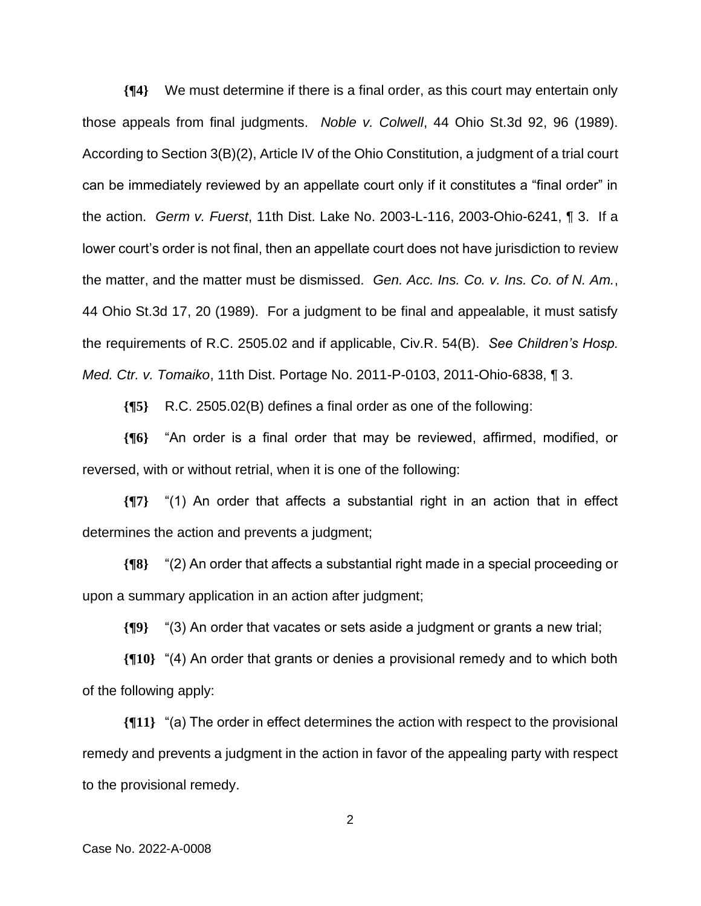**{¶4}** We must determine if there is a final order, as this court may entertain only those appeals from final judgments. *Noble v. Colwell*, 44 Ohio St.3d 92, 96 (1989). According to Section 3(B)(2), Article IV of the Ohio Constitution, a judgment of a trial court can be immediately reviewed by an appellate court only if it constitutes a "final order" in the action. *Germ v. Fuerst*, 11th Dist. Lake No. 2003-L-116, 2003-Ohio-6241, ¶ 3. If a lower court's order is not final, then an appellate court does not have jurisdiction to review the matter, and the matter must be dismissed. *Gen. Acc. Ins. Co. v. Ins. Co. of N. Am.*, 44 Ohio St.3d 17, 20 (1989). For a judgment to be final and appealable, it must satisfy the requirements of R.C. 2505.02 and if applicable, Civ.R. 54(B). *See Children's Hosp. Med. Ctr. v. Tomaiko*, 11th Dist. Portage No. 2011-P-0103, 2011-Ohio-6838, ¶ 3.

**{¶5}** R.C. 2505.02(B) defines a final order as one of the following:

**{¶6}** "An order is a final order that may be reviewed, affirmed, modified, or reversed, with or without retrial, when it is one of the following:

**{¶7}** "(1) An order that affects a substantial right in an action that in effect determines the action and prevents a judgment;

**{¶8}** "(2) An order that affects a substantial right made in a special proceeding or upon a summary application in an action after judgment;

**{¶9}** "(3) An order that vacates or sets aside a judgment or grants a new trial;

**{¶10}** "(4) An order that grants or denies a provisional remedy and to which both of the following apply:

**{¶11}** "(a) The order in effect determines the action with respect to the provisional remedy and prevents a judgment in the action in favor of the appealing party with respect to the provisional remedy.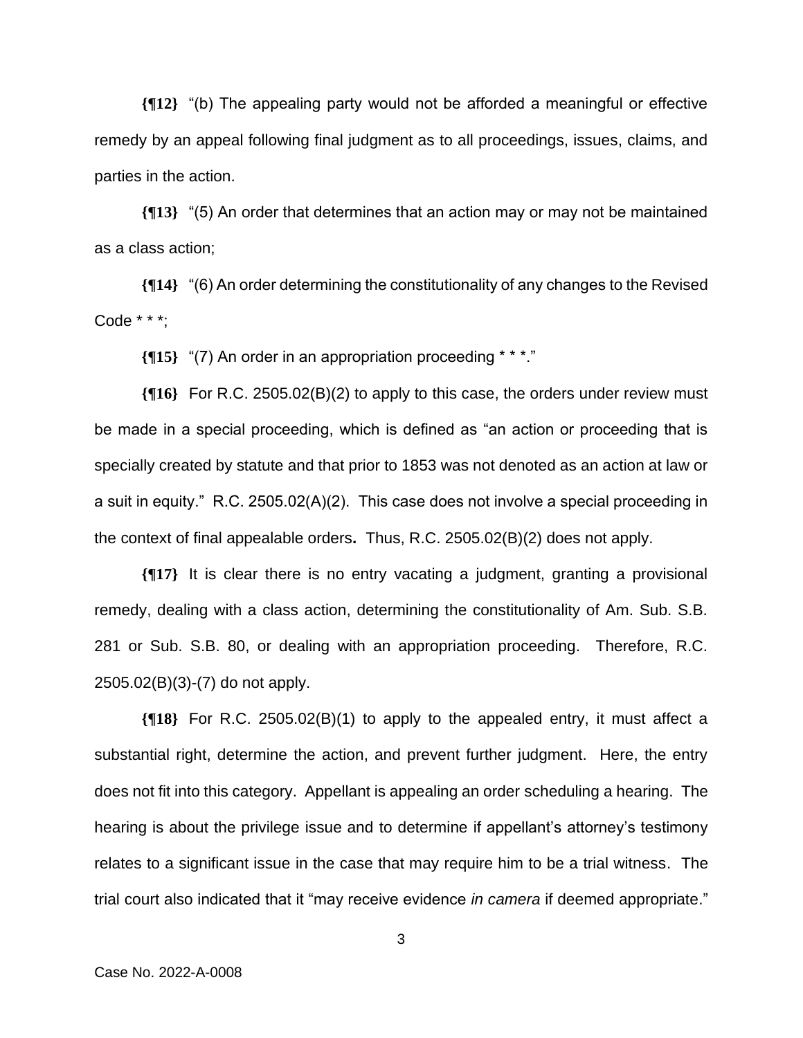**{¶12}** "(b) The appealing party would not be afforded a meaningful or effective remedy by an appeal following final judgment as to all proceedings, issues, claims, and parties in the action.

**{¶13}** "(5) An order that determines that an action may or may not be maintained as a class action;

**{¶14}** "(6) An order determining the constitutionality of any changes to the Revised Code * * *;

**{¶15}** "(7) An order in an appropriation proceeding * * *."

**{¶16}** For R.C. 2505.02(B)(2) to apply to this case, the orders under review must be made in a special proceeding, which is defined as "an action or proceeding that is specially created by statute and that prior to 1853 was not denoted as an action at law or a suit in equity." R.C. 2505.02(A)(2). This case does not involve a special proceeding in the context of final appealable orders**.** Thus, R.C. 2505.02(B)(2) does not apply.

**{¶17}** It is clear there is no entry vacating a judgment, granting a provisional remedy, dealing with a class action, determining the constitutionality of Am. Sub. S.B. 281 or Sub. S.B. 80, or dealing with an appropriation proceeding. Therefore, R.C. 2505.02(B)(3)-(7) do not apply.

**{¶18}** For R.C. 2505.02(B)(1) to apply to the appealed entry, it must affect a substantial right, determine the action, and prevent further judgment. Here, the entry does not fit into this category. Appellant is appealing an order scheduling a hearing. The hearing is about the privilege issue and to determine if appellant's attorney's testimony relates to a significant issue in the case that may require him to be a trial witness. The trial court also indicated that it "may receive evidence *in camera* if deemed appropriate."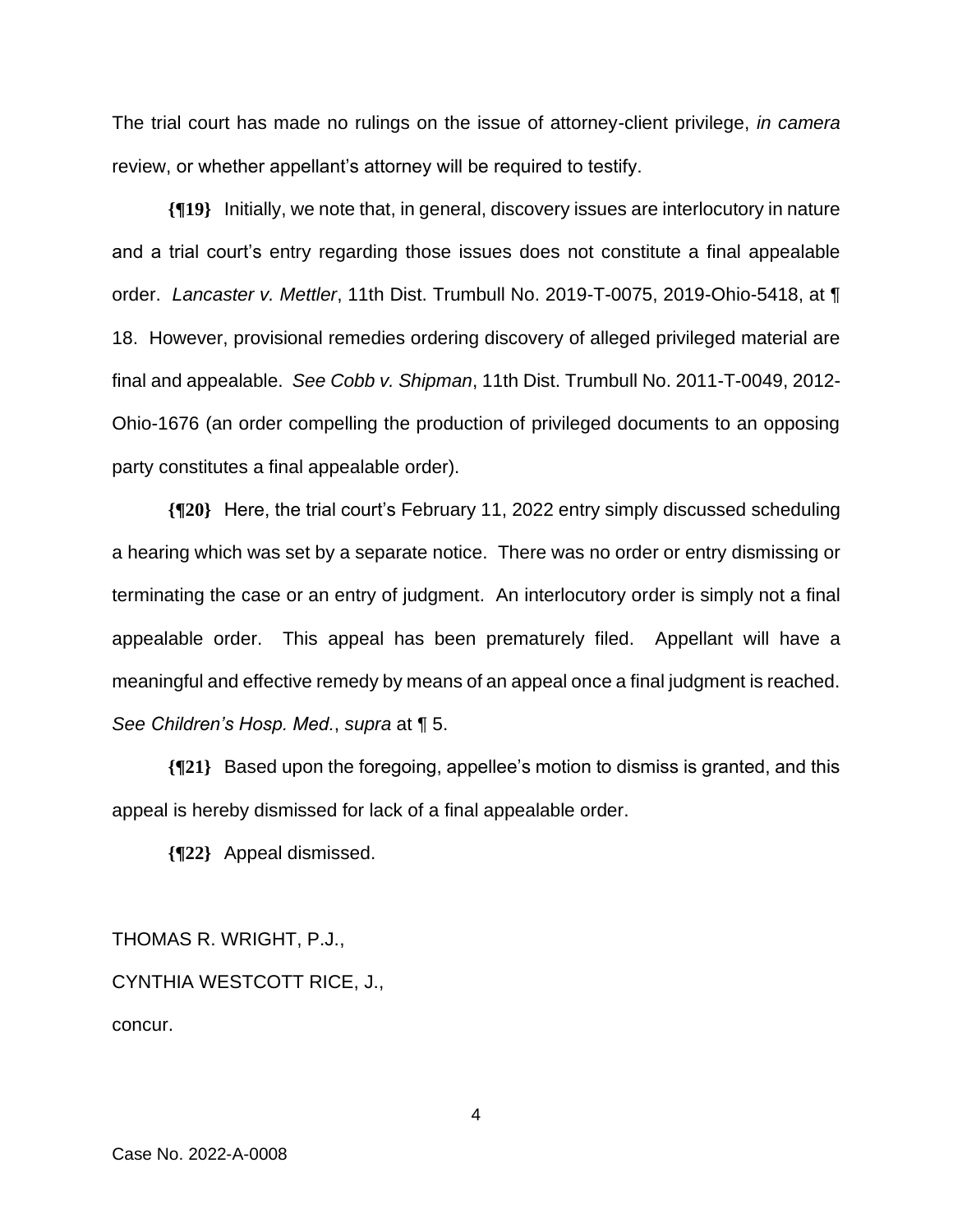The trial court has made no rulings on the issue of attorney-client privilege, *in camera* review, or whether appellant's attorney will be required to testify.

**{¶19}** Initially, we note that, in general, discovery issues are interlocutory in nature and a trial court's entry regarding those issues does not constitute a final appealable order. *Lancaster v. Mettler*, 11th Dist. Trumbull No. 2019-T-0075, 2019-Ohio-5418, at ¶ 18. However, provisional remedies ordering discovery of alleged privileged material are final and appealable. *See Cobb v. Shipman*, 11th Dist. Trumbull No. 2011-T-0049, 2012-Ohio-1676 (an order compelling the production of privileged documents to an opposing party constitutes a final appealable order).

**{¶20}** Here, the trial court's February 11, 2022 entry simply discussed scheduling a hearing which was set by a separate notice. There was no order or entry dismissing or terminating the case or an entry of judgment. An interlocutory order is simply not a final appealable order. This appeal has been prematurely filed. Appellant will have a meaningful and effective remedy by means of an appeal once a final judgment is reached. *See Children's Hosp. Med.*, *supra* at ¶ 5.

**{¶21}** Based upon the foregoing, appellee's motion to dismiss is granted, and this appeal is hereby dismissed for lack of a final appealable order.

**{¶22}** Appeal dismissed.

THOMAS R. WRIGHT, P.J.,

CYNTHIA WESTCOTT RICE, J.,

concur.

Case No. 2022-A-0008